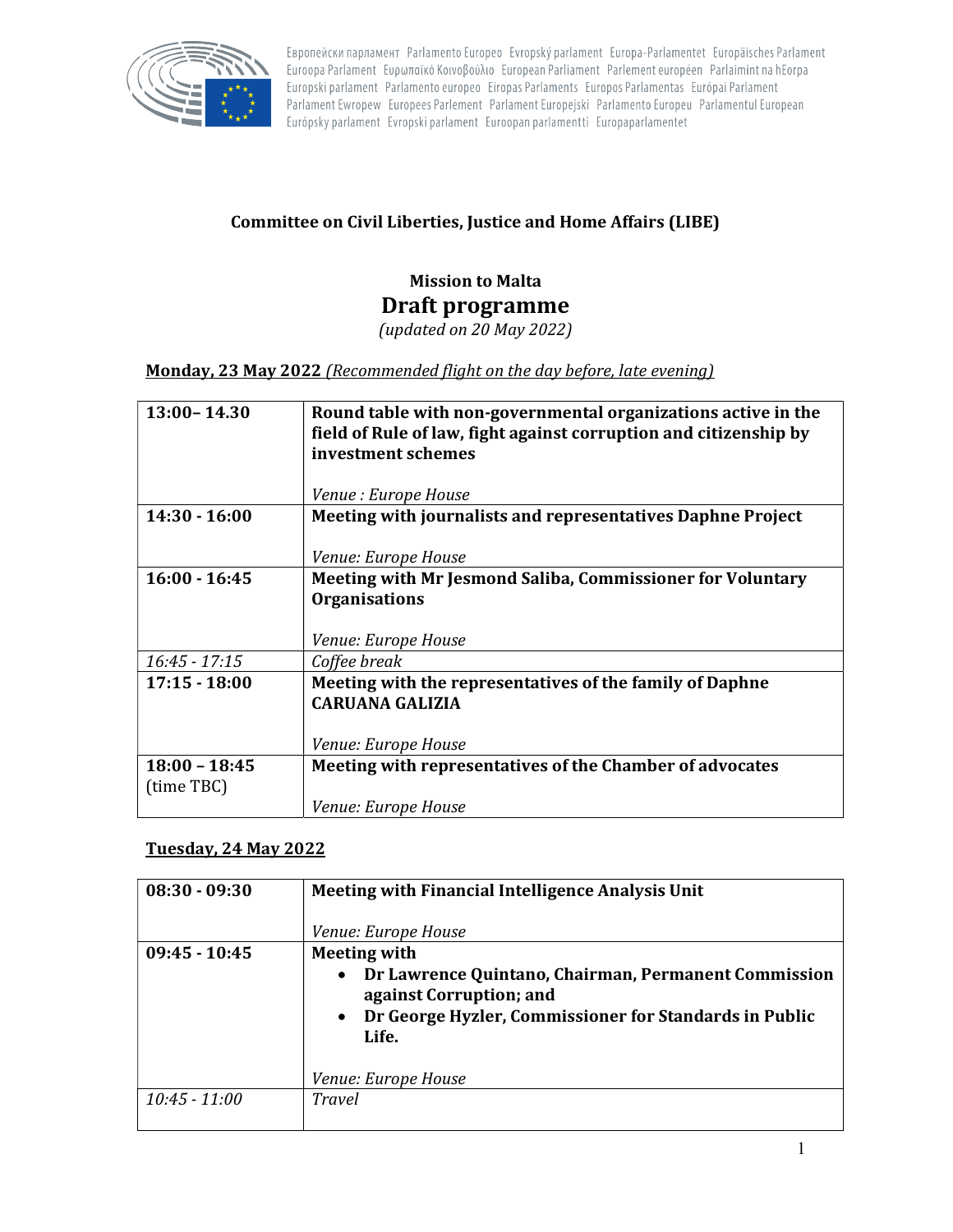Европейски парламент Parlamento Europeo Evropský parlament Europa-Parlamentet Europäisches Parlament Euroopa Parlament Ευρωπαϊκό Κοινοβούλιο European Parliament Parlement européen Parlaimint na hEorpa Europski parlament Parlamento europeo Eiropas Parlaments Europos Parlamentas Európai Parlament Parlament Ewropew Europees Parlement Parlament Europejski Parlamento Europeu Parlamentul European Európsky parlament Evropski parlament Euroopan parlamentti Europaparlamentet

**Committee on Civil Liberties, Justice and Home Affairs (LIBE)**

**Mission to Malta**

# Draft programme

*(updated on 20 May 2022)*

**Monday, 23 May 2022** *(Recommended flight on the day before, late evening)*

| | |
|---|---|
| **13:00– 14.30** | **Round table with non-governmental organizations active in the field of Rule of law, fight against corruption and citizenship by investment schemes**<br><br>*Venue : Europe House* |
| **14:30 - 16:00** | **Meeting with journalists and representatives Daphne Project**<br><br>*Venue: Europe House* |
| **16:00 - 16:45** | **Meeting with Mr Jesmond Saliba, Commissioner for Voluntary Organisations**<br><br>*Venue: Europe House* |
| *16:45 - 17:15* | *Coffee break* |
| **17:15 - 18:00** | **Meeting with the representatives of the family of Daphne CARUANA GALIZIA**<br><br>*Venue: Europe House* |
| **18:00 – 18:45** (time TBC) | **Meeting with representatives of the Chamber of advocates**<br><br>*Venue: Europe House* |

**Tuesday, 24 May 2022**

| | |
|---|---|
| **08:30 - 09:30** | **Meeting with Financial Intelligence Analysis Unit**<br><br>*Venue: Europe House* |
| **09:45 - 10:45** | **Meeting with**<br>• **Dr Lawrence Quintano, Chairman, Permanent Commission against Corruption; and**<br>• **Dr George Hyzler, Commissioner for Standards in Public Life.**<br><br>*Venue: Europe House* |
| *10:45 - 11:00* | *Travel* |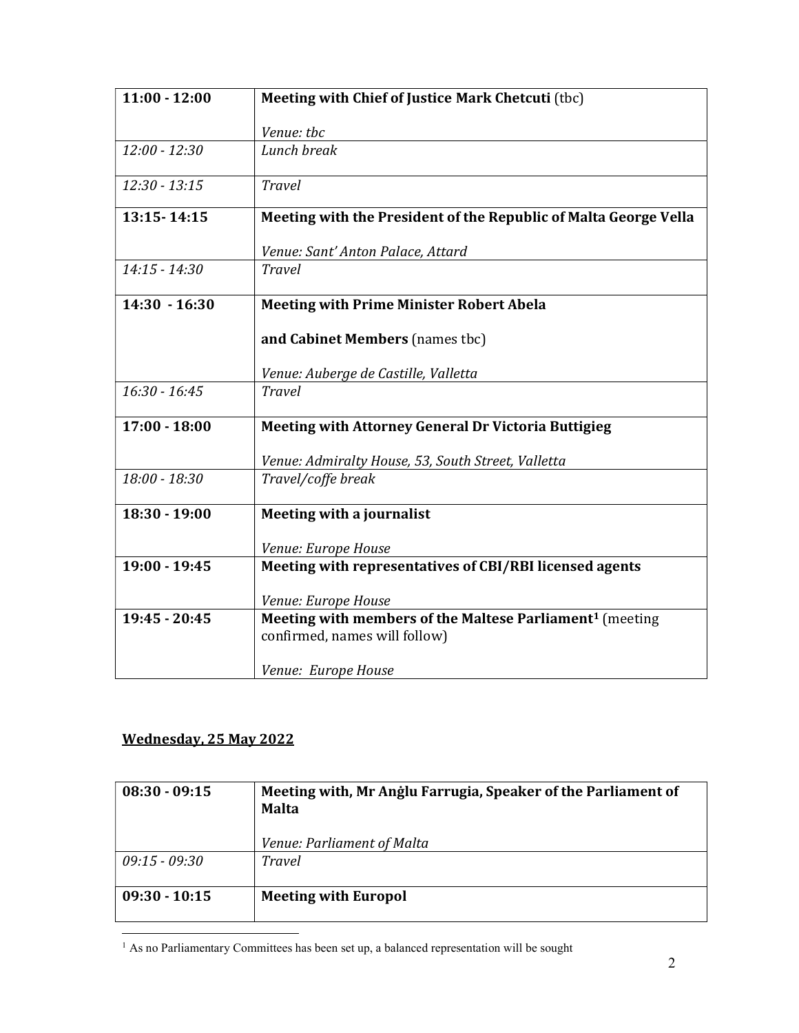| | |
|---|---|
| **11:00 - 12:00** | **Meeting with Chief of Justice Mark Chetcuti** (tbc)<br><br>*Venue: tbc* |
| *12:00 - 12:30* | *Lunch break* |
| *12:30 - 13:15* | *Travel* |
| **13:15- 14:15** | **Meeting with the President of the Republic of Malta George Vella**<br><br>*Venue: Sant' Anton Palace, Attard* |
| *14:15 - 14:30* | *Travel* |
| **14:30 - 16:30** | **Meeting with Prime Minister Robert Abela**<br><br>**and Cabinet Members** (names tbc)<br><br>*Venue: Auberge de Castille, Valletta* |
| *16:30 - 16:45* | *Travel* |
| **17:00 - 18:00** | **Meeting with Attorney General Dr Victoria Buttigieg**<br><br>*Venue: Admiralty House, 53, South Street, Valletta* |
| *18:00 - 18:30* | *Travel/coffe break* |
| **18:30 - 19:00** | **Meeting with a journalist**<br><br>*Venue: Europe House* |
| **19:00 - 19:45** | **Meeting with representatives of CBI/RBI licensed agents**<br><br>*Venue: Europe House* |
| **19:45 - 20:45** | **Meeting with members of the Maltese Parliament**[1] (meeting confirmed, names will follow)<br><br>*Venue: Europe House* |

## Wednesday, 25 May 2022

| | |
|---|---|
| **08:30 - 09:15** | **Meeting with, Mr Anġlu Farrugia, Speaker of the Parliament of Malta**<br><br>*Venue: Parliament of Malta* |
| *09:15 - 09:30* | *Travel* |
| **09:30 - 10:15** | **Meeting with Europol** |

[1] As no Parliamentary Committees has been set up, a balanced representation will be sought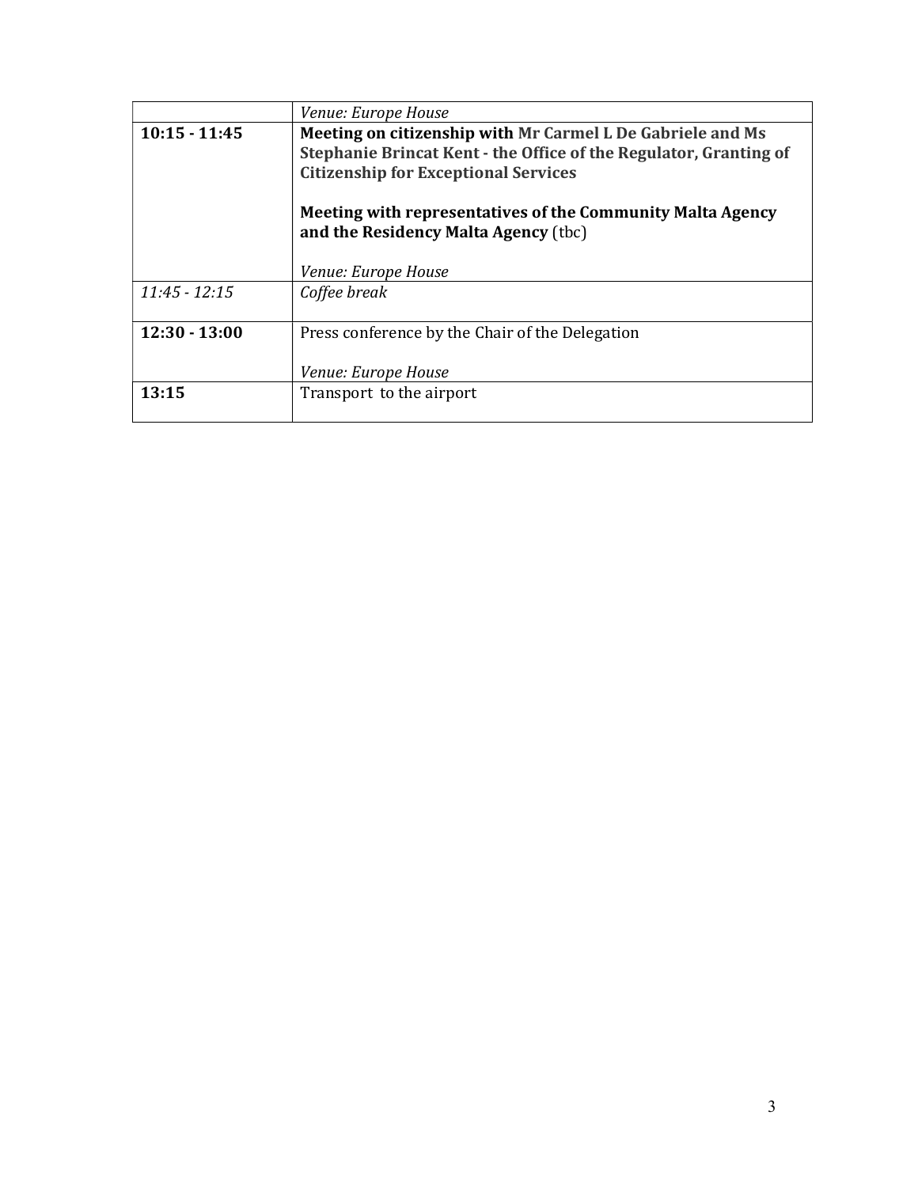| | |
|---|---|
| | *Venue: Europe House* |
| **10:15 - 11:45** | **Meeting on citizenship with Mr Carmel L De Gabriele and Ms Stephanie Brincat Kent - the Office of the Regulator, Granting of Citizenship for Exceptional Services**<br><br>**Meeting with representatives of the Community Malta Agency and the Residency Malta Agency** (tbc)<br><br>*Venue: Europe House* |
| *11:45 - 12:15* | *Coffee break* |
| **12:30 - 13:00** | Press conference by the Chair of the Delegation<br><br>*Venue: Europe House* |
| **13:15** | Transport to the airport |